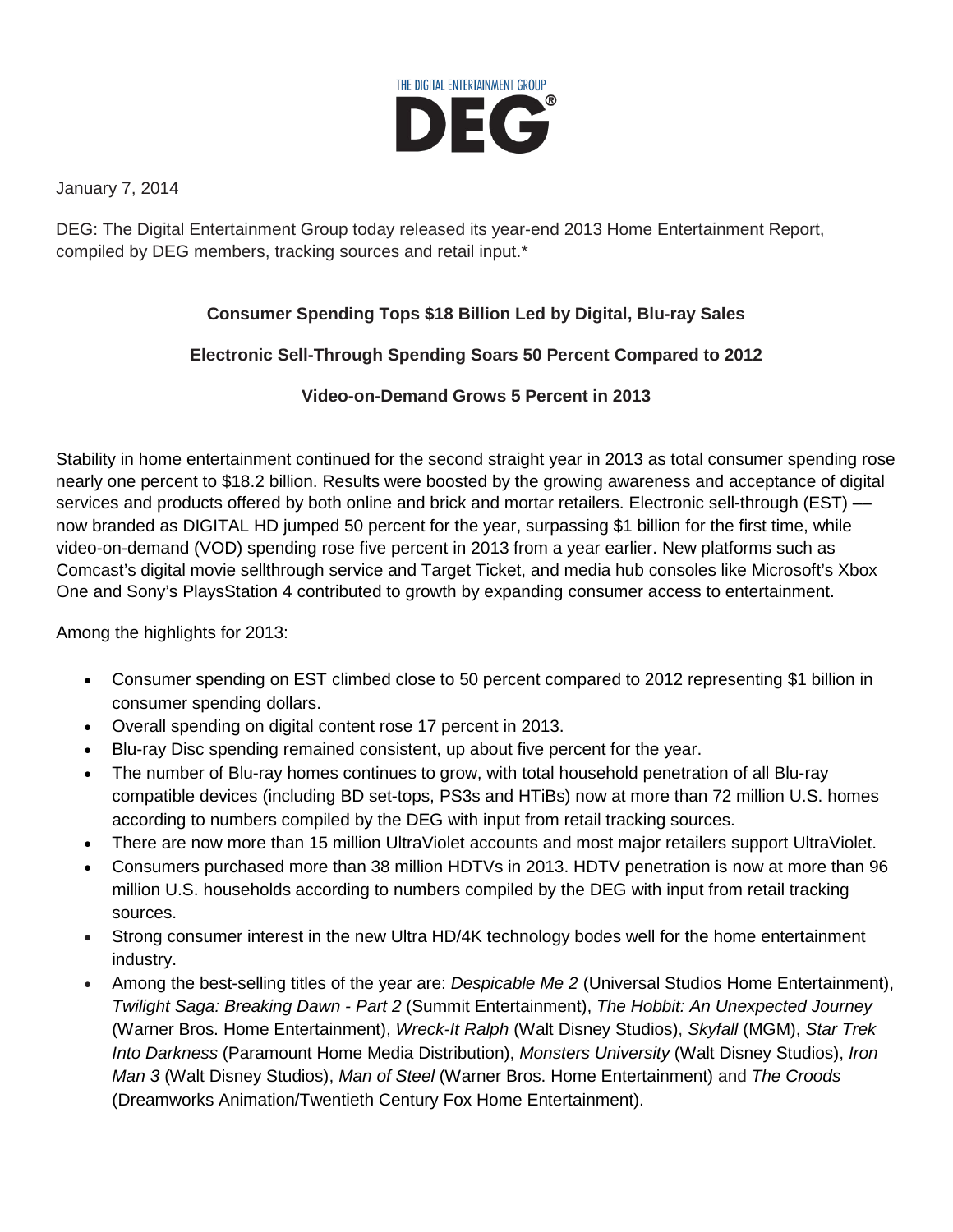THE DIGITAL ENTERTAINMENT GROUP

DEG®

January 7, 2014

DEG: The Digital Entertainment Group today released its year-end 2013 Home Entertainment Report, compiled by DEG members, tracking sources and retail input.*

**Consumer Spending Tops $18 Billion Led by Digital, Blu-ray Sales**

**Electronic Sell-Through Spending Soars 50 Percent Compared to 2012**

**Video-on-Demand Grows 5 Percent in 2013**

Stability in home entertainment continued for the second straight year in 2013 as total consumer spending rose nearly one percent to $18.2 billion. Results were boosted by the growing awareness and acceptance of digital services and products offered by both online and brick and mortar retailers. Electronic sell-through (EST) — now branded as DIGITAL HD jumped 50 percent for the year, surpassing $1 billion for the first time, while video-on-demand (VOD) spending rose five percent in 2013 from a year earlier. New platforms such as Comcast's digital movie sellthrough service and Target Ticket, and media hub consoles like Microsoft's Xbox One and Sony's PlaysStation 4 contributed to growth by expanding consumer access to entertainment.

Among the highlights for 2013:

- Consumer spending on EST climbed close to 50 percent compared to 2012 representing $1 billion in consumer spending dollars.
- Overall spending on digital content rose 17 percent in 2013.
- Blu-ray Disc spending remained consistent, up about five percent for the year.
- The number of Blu-ray homes continues to grow, with total household penetration of all Blu-ray compatible devices (including BD set-tops, PS3s and HTiBs) now at more than 72 million U.S. homes according to numbers compiled by the DEG with input from retail tracking sources.
- There are now more than 15 million UltraViolet accounts and most major retailers support UltraViolet.
- Consumers purchased more than 38 million HDTVs in 2013. HDTV penetration is now at more than 96 million U.S. households according to numbers compiled by the DEG with input from retail tracking sources.
- Strong consumer interest in the new Ultra HD/4K technology bodes well for the home entertainment industry.
- Among the best-selling titles of the year are: *Despicable Me 2* (Universal Studios Home Entertainment), *Twilight Saga: Breaking Dawn - Part 2* (Summit Entertainment), *The Hobbit: An Unexpected Journey* (Warner Bros. Home Entertainment), *Wreck-It Ralph* (Walt Disney Studios), *Skyfall* (MGM), *Star Trek Into Darkness* (Paramount Home Media Distribution), *Monsters University* (Walt Disney Studios), *Iron Man 3* (Walt Disney Studios), *Man of Steel* (Warner Bros. Home Entertainment) and *The Croods* (Dreamworks Animation/Twentieth Century Fox Home Entertainment).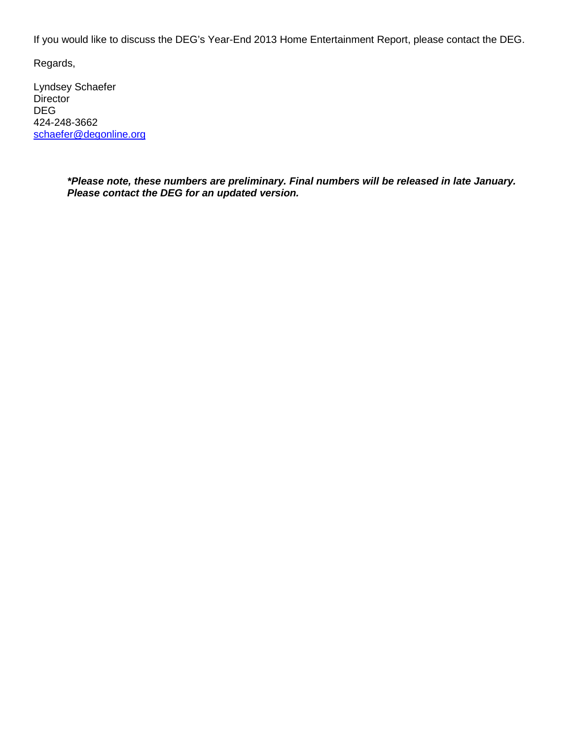If you would like to discuss the DEG's Year-End 2013 Home Entertainment Report, please contact the DEG.

Regards,

Lyndsey Schaefer  
Director  
DEG  
424-248-3662  
schaefer@degonline.org

***Please note, these numbers are preliminary. Final numbers will be released in late January. Please contact the DEG for an updated version.***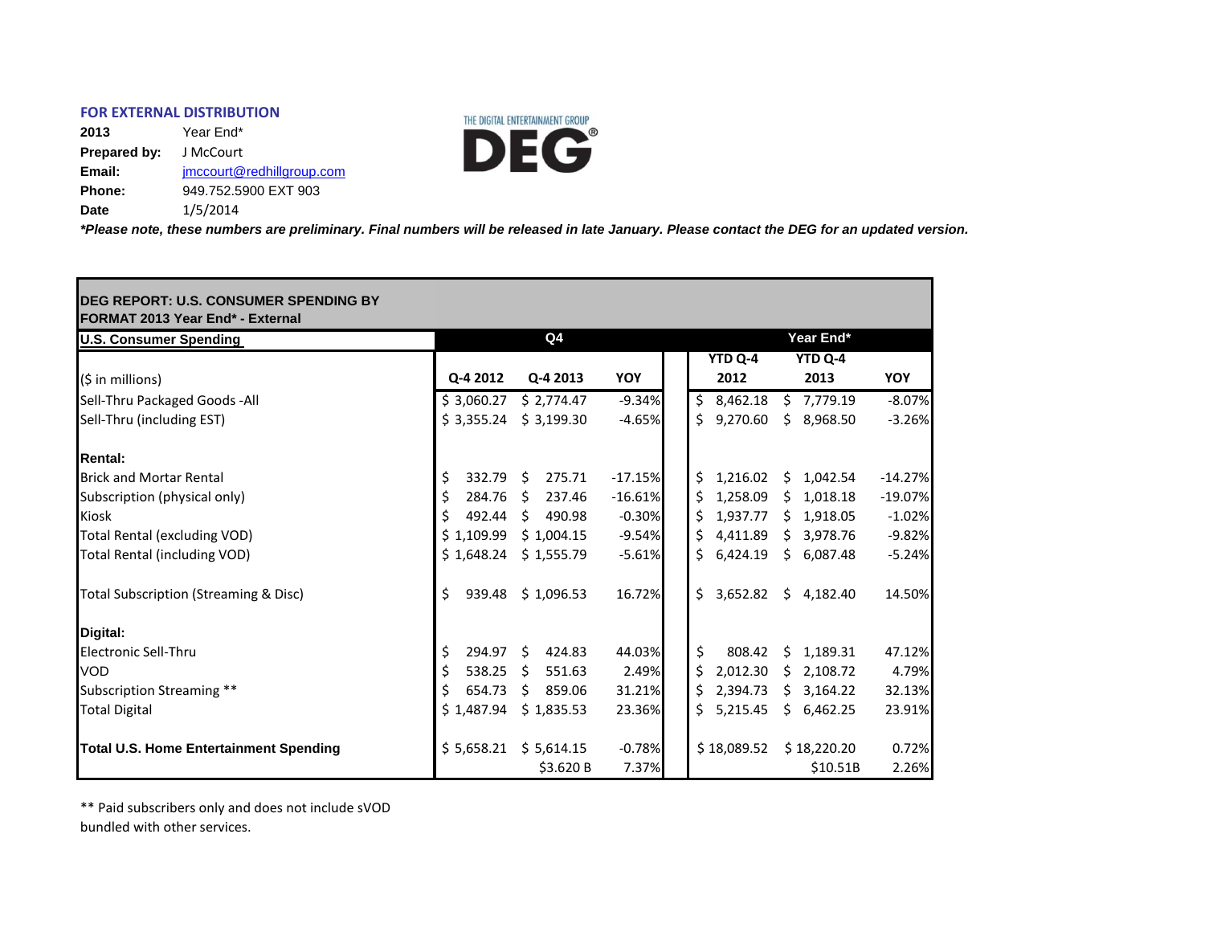**FOR EXTERNAL DISTRIBUTION**

**2013** Year End*
**Prepared by:** J McCourt
**Email:** jmccourt@redhillgroup.com
**Phone:** 949.752.5900 EXT 903
**Date** 1/5/2014

THE DIGITAL ENTERTAINMENT GROUP
DEG®

***Please note, these numbers are preliminary. Final numbers will be released in late January. Please contact the DEG for an updated version.***

**DEG REPORT: U.S. CONSUMER SPENDING BY FORMAT 2013 Year End* - External**

| **U.S. Consumer Spending** | Q4 | | | Year End* | | |
|---|---|---|---|---|---|---|
| ($ in millions) | Q-4 2012 | Q-4 2013 | YOY | YTD Q-4 2012 | YTD Q-4 2013 | YOY |
| Sell-Thru Packaged Goods -All | $ 3,060.27 | $ 2,774.47 | -9.34% | $ 8,462.18 | $ 7,779.19 | -8.07% |
| Sell-Thru (including EST) | $ 3,355.24 | $ 3,199.30 | -4.65% | $ 9,270.60 | $ 8,968.50 | -3.26% |
| **Rental:** | | | | | | |
| Brick and Mortar Rental | $ 332.79 | $ 275.71 | -17.15% | $ 1,216.02 | $ 1,042.54 | -14.27% |
| Subscription (physical only) | $ 284.76 | $ 237.46 | -16.61% | $ 1,258.09 | $ 1,018.18 | -19.07% |
| Kiosk | $ 492.44 | $ 490.98 | -0.30% | $ 1,937.77 | $ 1,918.05 | -1.02% |
| Total Rental (excluding VOD) | $ 1,109.99 | $ 1,004.15 | -9.54% | $ 4,411.89 | $ 3,978.76 | -9.82% |
| Total Rental (including VOD) | $ 1,648.24 | $ 1,555.79 | -5.61% | $ 6,424.19 | $ 6,087.48 | -5.24% |
| Total Subscription (Streaming & Disc) | $ 939.48 | $ 1,096.53 | 16.72% | $ 3,652.82 | $ 4,182.40 | 14.50% |
| **Digital:** | | | | | | |
| Electronic Sell-Thru | $ 294.97 | $ 424.83 | 44.03% | $ 808.42 | $ 1,189.31 | 47.12% |
| VOD | $ 538.25 | $ 551.63 | 2.49% | $ 2,012.30 | $ 2,108.72 | 4.79% |
| Subscription Streaming ** | $ 654.73 | $ 859.06 | 31.21% | $ 2,394.73 | $ 3,164.22 | 32.13% |
| Total Digital | $ 1,487.94 | $ 1,835.53 | 23.36% | $ 5,215.45 | $ 6,462.25 | 23.91% |
| **Total U.S. Home Entertainment Spending** | $ 5,658.21 | $ 5,614.15 | -0.78% | $ 18,089.52 | $ 18,220.20 | 0.72% |
| | | $3.620 B | 7.37% | | $10.51B | 2.26% |

** Paid subscribers only and does not include sVOD bundled with other services.